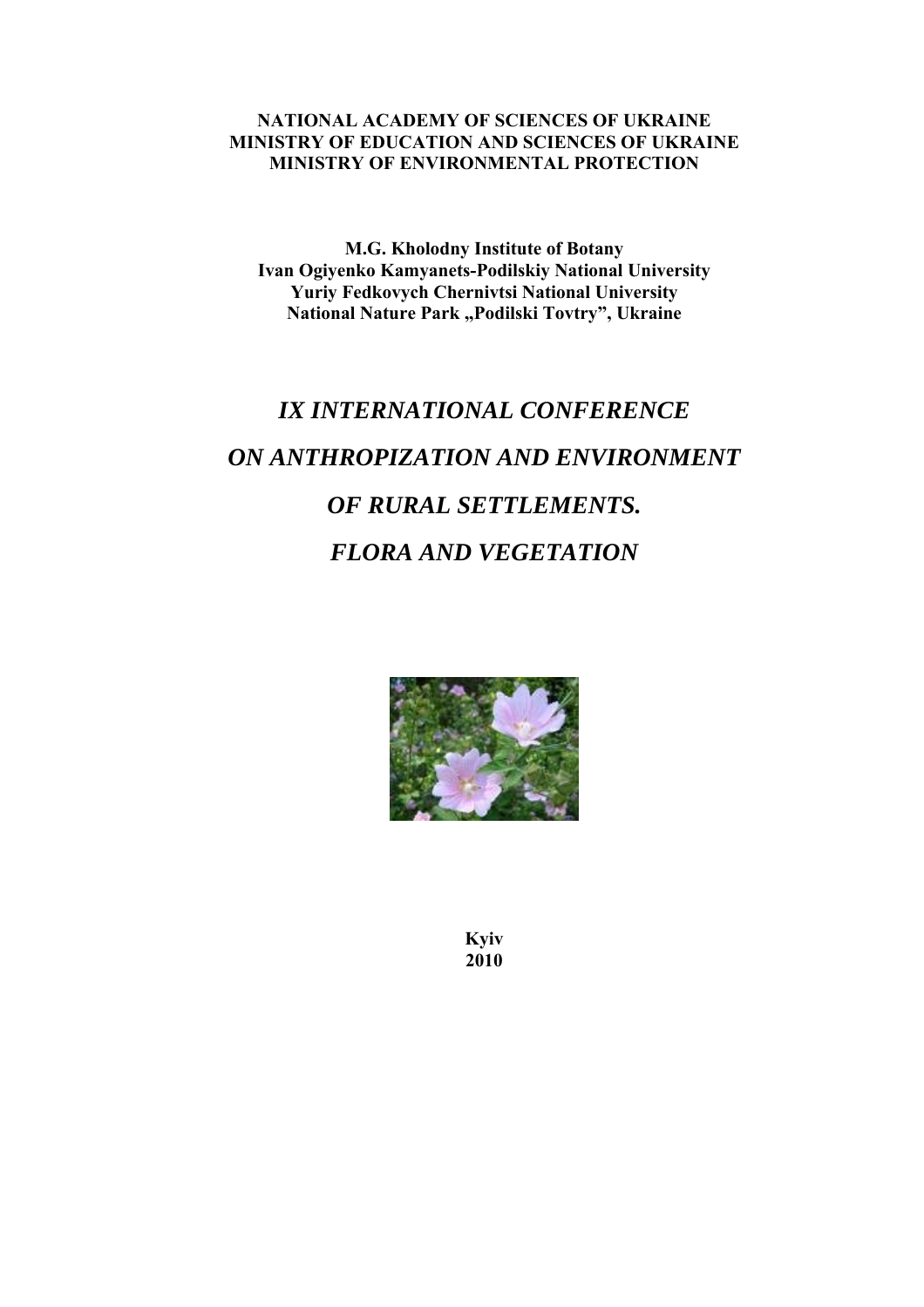**NATIONAL ACADEMY OF SCIENCES OF UKRAINE**
**MINISTRY OF EDUCATION AND SCIENCES OF UKRAINE**
**MINISTRY OF ENVIRONMENTAL PROTECTION**

**M.G. Kholodny Institute of Botany**
**Ivan Ogiyenko Kamyanets-Podilskiy National University**
**Yuriy Fedkovych Chernivtsi National University**
**National Nature Park „Podilski Tovtry", Ukraine**

# *IX INTERNATIONAL CONFERENCE ON ANTHROPIZATION AND ENVIRONMENT OF RURAL SETTLEMENTS. FLORA AND VEGETATION*

**Kyiv**
**2010**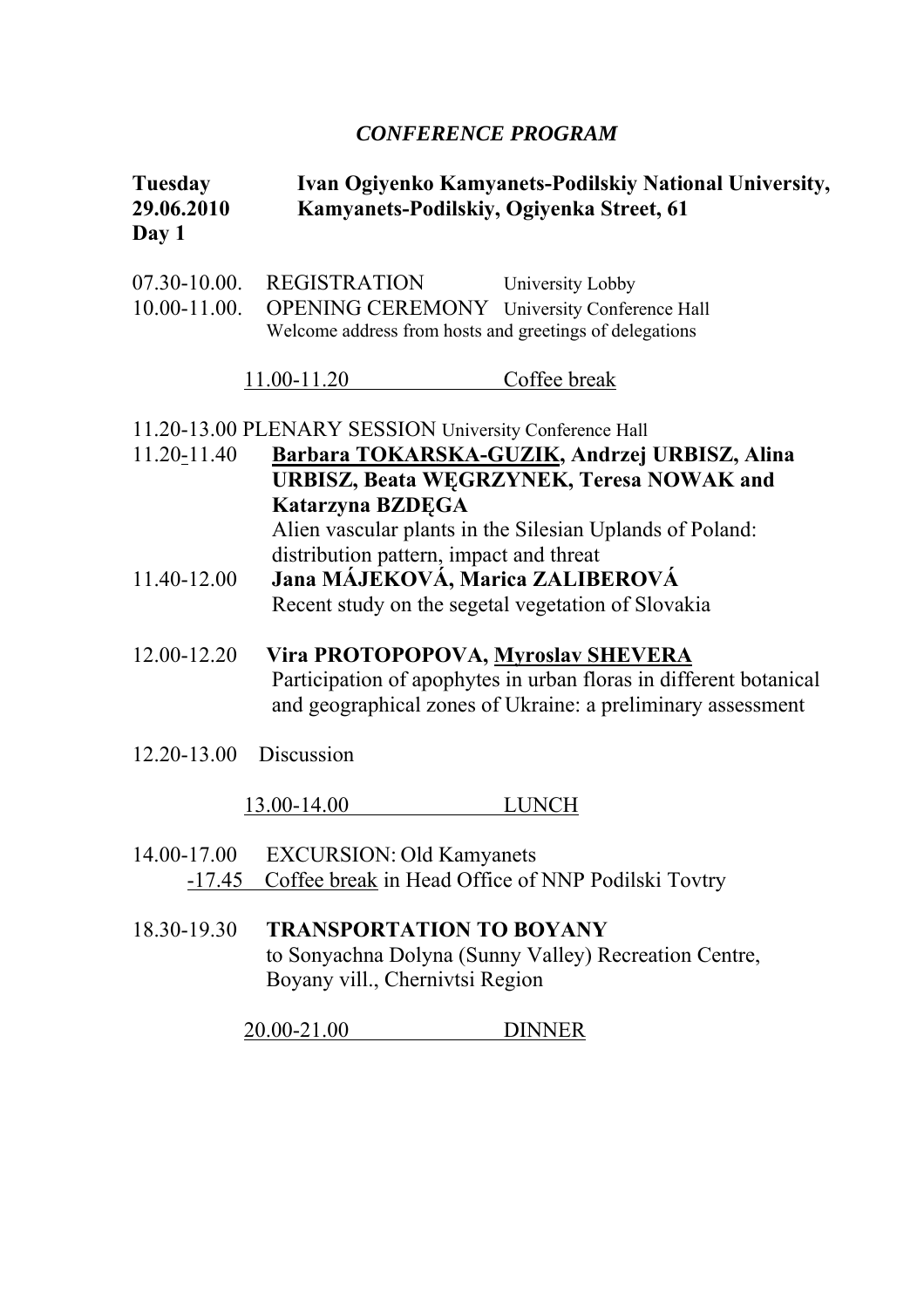# *CONFERENCE PROGRAM*

**Tuesday** **Ivan Ogiyenko Kamyanets-Podilskiy National University,**
**29.06.2010** **Kamyanets-Podilskiy, Ogiyenka Street, 61**
**Day 1**

07.30-10.00. REGISTRATION University Lobby
10.00-11.00. OPENING CEREMONY University Conference Hall
Welcome address from hosts and greetings of delegations

11.00-11.20 Coffee break

11.20-13.00 PLENARY SESSION University Conference Hall

11.20-11.40 **Barbara TOKARSKA-GUZIK, Andrzej URBISZ, Alina URBISZ, Beata WĘGRZYNEK, Teresa NOWAK and Katarzyna BZDĘGA**
Alien vascular plants in the Silesian Uplands of Poland: distribution pattern, impact and threat

11.40-12.00 **Jana MÁJEKOVÁ, Marica ZALIBEROVÁ**
Recent study on the segetal vegetation of Slovakia

12.00-12.20 **Vira PROTOPOPOVA, Myroslav SHEVERA**
Participation of apophytes in urban floras in different botanical and geographical zones of Ukraine: a preliminary assessment

12.20-13.00 Discussion

13.00-14.00 LUNCH

14.00-17.00 EXCURSION: Old Kamyanets
-17.45 Coffee break in Head Office of NNP Podilski Tovtry

18.30-19.30 **TRANSPORTATION TO BOYANY**
to Sonyachna Dolyna (Sunny Valley) Recreation Centre, Boyany vill., Chernivtsi Region

20.00-21.00 DINNER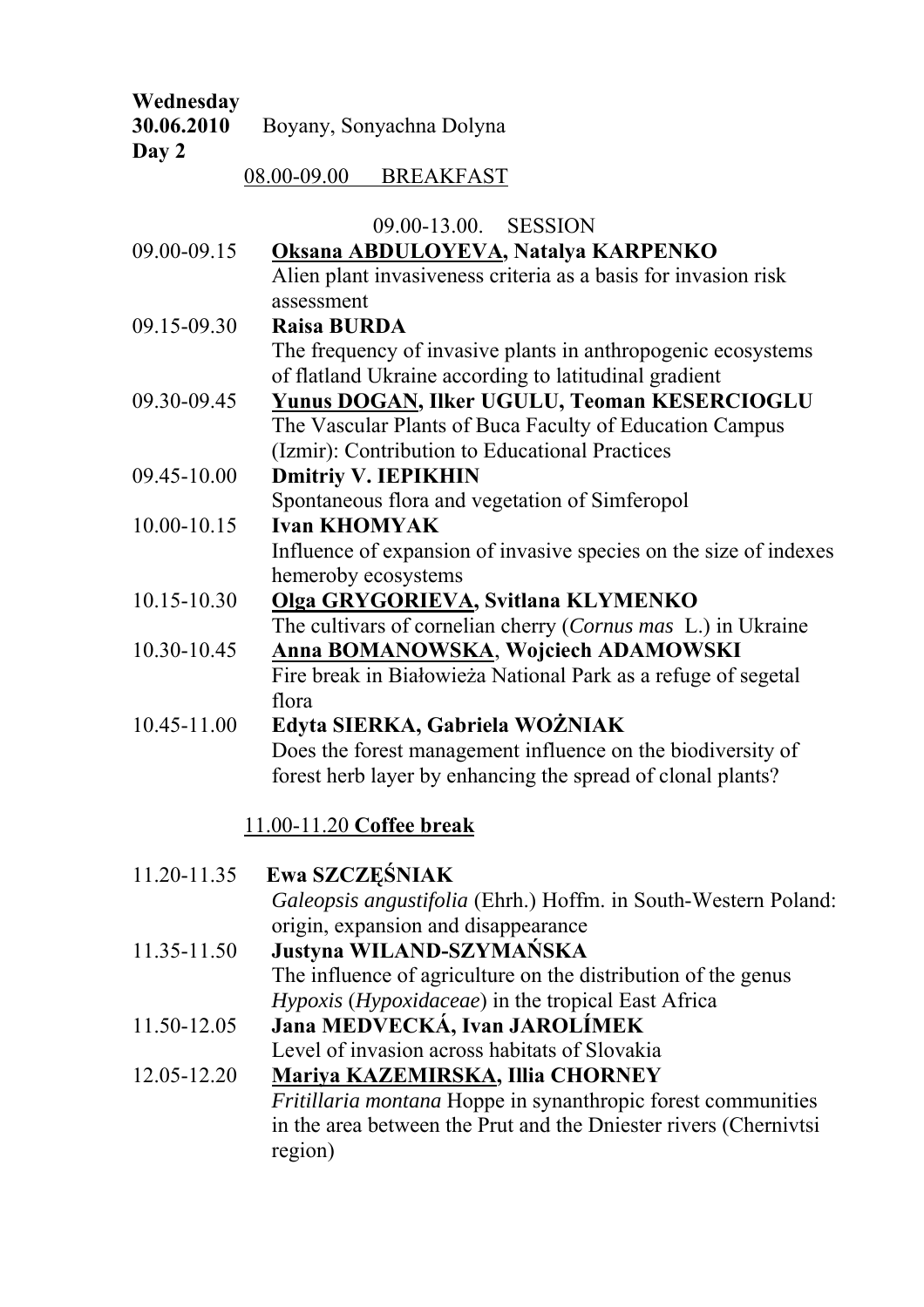**Wednesday**
**30.06.2010** Boyany, Sonyachna Dolyna
**Day 2**

08.00-09.00 BREAKFAST

09.00-13.00. SESSION

09.00-09.15 **Oksana ABDULOYEVA, Natalya KARPENKO**
Alien plant invasiveness criteria as a basis for invasion risk assessment

09.15-09.30 **Raisa BURDA**
The frequency of invasive plants in anthropogenic ecosystems of flatland Ukraine according to latitudinal gradient

09.30-09.45 **Yunus DOGAN, Ilker UGULU, Teoman KESERCIOGLU**
The Vascular Plants of Buca Faculty of Education Campus (Izmir): Contribution to Educational Practices

09.45-10.00 **Dmitriy V. IEPIKHIN**
Spontaneous flora and vegetation of Simferopol

10.00-10.15 **Ivan KHOMYAK**
Influence of expansion of invasive species on the size of indexes hemeroby ecosystems

10.15-10.30 **Olga GRYGORIEVA, Svitlana KLYMENKO**
The cultivars of cornelian cherry (*Cornus mas* L.) in Ukraine

10.30-10.45 **Anna BOMANOWSKA, Wojciech ADAMOWSKI**
Fire break in Białowieża National Park as a refuge of segetal flora

10.45-11.00 **Edyta SIERKA, Gabriela WOŹNIAK**
Does the forest management influence on the biodiversity of forest herb layer by enhancing the spread of clonal plants?

11.00-11.20 **Coffee break**

11.20-11.35 **Ewa SZCZĘŚNIAK**
*Galeopsis angustifolia* (Ehrh.) Hoffm. in South-Western Poland: origin, expansion and disappearance

11.35-11.50 **Justyna WILAND-SZYMAŃSKA**
The influence of agriculture on the distribution of the genus *Hypoxis* (*Hypoxidaceae*) in the tropical East Africa

11.50-12.05 **Jana MEDVECKÁ, Ivan JAROLÍMEK**
Level of invasion across habitats of Slovakia

12.05-12.20 **Mariya KAZEMIRSKA, Illia CHORNEY**
*Fritillaria montana* Hoppe in synanthropic forest communities in the area between the Prut and the Dniester rivers (Chernivtsi region)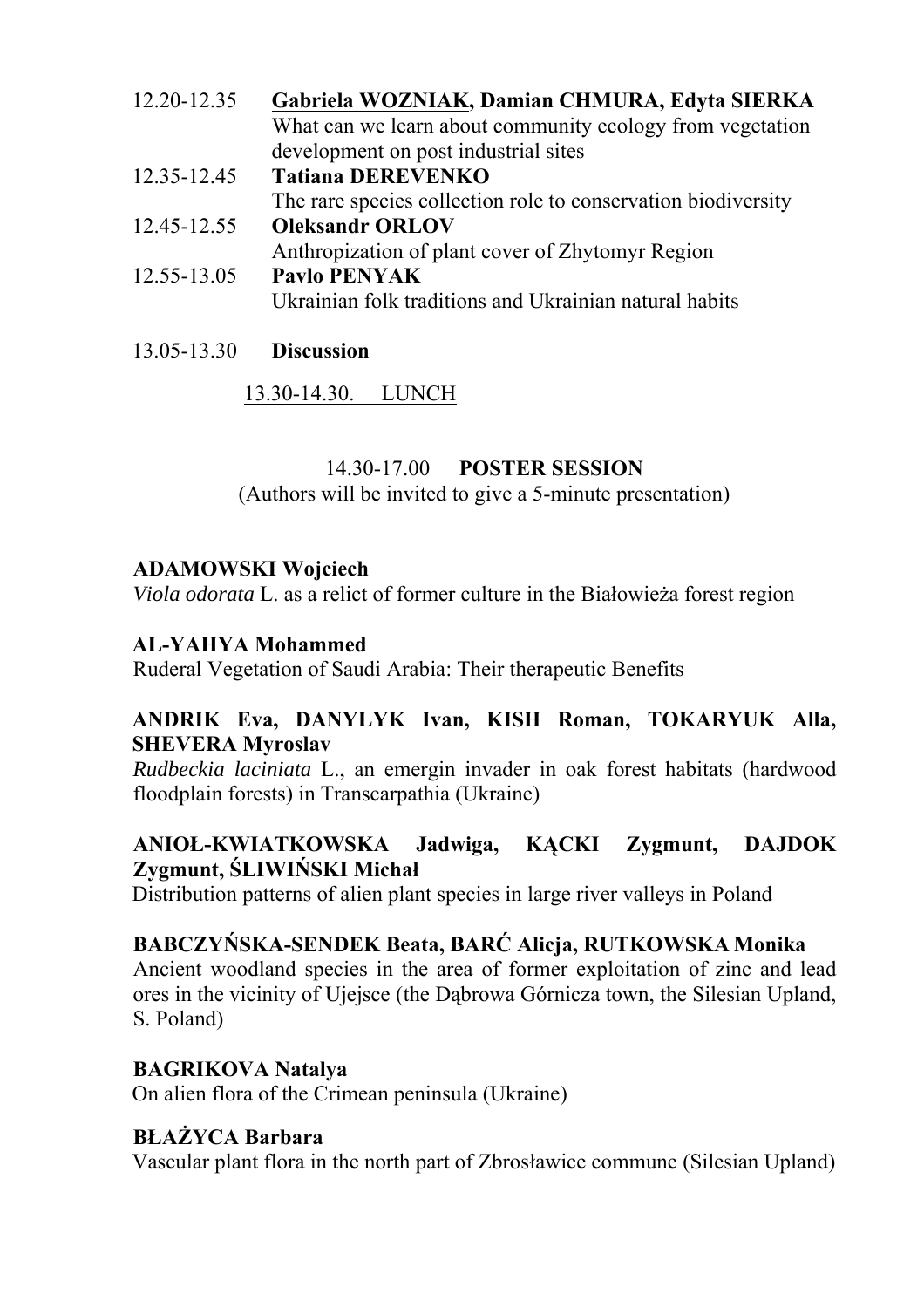12.20-12.35 **Gabriela WOZNIAK, Damian CHMURA, Edyta SIERKA**
What can we learn about community ecology from vegetation development on post industrial sites

12.35-12.45 **Tatiana DEREVENKO**
The rare species collection role to conservation biodiversity

12.45-12.55 **Oleksandr ORLOV**
Anthropization of plant cover of Zhytomyr Region

12.55-13.05 **Pavlo PENYAK**
Ukrainian folk traditions and Ukrainian natural habits

13.05-13.30 **Discussion**

13.30-14.30. LUNCH

14.30-17.00 **POSTER SESSION**
(Authors will be invited to give a 5-minute presentation)

**ADAMOWSKI Wojciech**
*Viola odorata* L. as a relict of former culture in the Białowieża forest region

**AL-YAHYA Mohammed**
Ruderal Vegetation of Saudi Arabia: Their therapeutic Benefits

**ANDRIK Eva, DANYLYK Ivan, KISH Roman, TOKARYUK Alla, SHEVERA Myroslav**
*Rudbeckia laciniata* L., an emergin invader in oak forest habitats (hardwood floodplain forests) in Transcarpathia (Ukraine)

**ANIOŁ-KWIATKOWSKA Jadwiga, KĄCKI Zygmunt, DAJDOK Zygmunt, ŚLIWIŃSKI Michał**
Distribution patterns of alien plant species in large river valleys in Poland

**BABCZYŃSKA-SENDEK Beata, BARĆ Alicja, RUTKOWSKA Monika**
Ancient woodland species in the area of former exploitation of zinc and lead ores in the vicinity of Ujejsce (the Dąbrowa Górnicza town, the Silesian Upland, S. Poland)

**BAGRIKOVA Natalya**
On alien flora of the Crimean peninsula (Ukraine)

**BŁAŻYCA Barbara**
Vascular plant flora in the north part of Zbrosławice commune (Silesian Upland)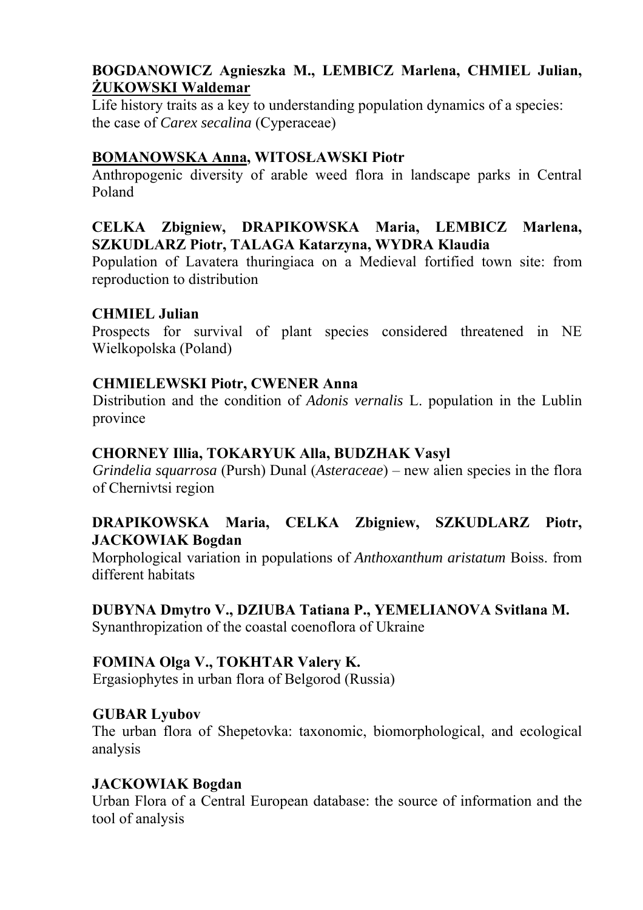**BOGDANOWICZ Agnieszka M., LEMBICZ Marlena, CHMIEL Julian, ŻUKOWSKI Waldemar**
Life history traits as a key to understanding population dynamics of a species: the case of *Carex secalina* (Cyperaceae)

**BOMANOWSKA Anna, WITOSŁAWSKI Piotr**
Anthropogenic diversity of arable weed flora in landscape parks in Central Poland

**CELKA Zbigniew, DRAPIKOWSKA Maria, LEMBICZ Marlena, SZKUDLARZ Piotr, TALAGA Katarzyna, WYDRA Klaudia**
Population of Lavatera thuringiaca on a Medieval fortified town site: from reproduction to distribution

**CHMIEL Julian**
Prospects for survival of plant species considered threatened in NE Wielkopolska (Poland)

**CHMIELEWSKI Piotr, CWENER Anna**
Distribution and the condition of *Adonis vernalis* L. population in the Lublin province

**CHORNEY Illia, TOKARYUK Alla, BUDZHAK Vasyl**
*Grindelia squarrosa* (Pursh) Dunal (*Asteraceae*) – new alien species in the flora of Chernivtsi region

**DRAPIKOWSKA Maria, CELKA Zbigniew, SZKUDLARZ Piotr, JACKOWIAK Bogdan**
Morphological variation in populations of *Anthoxanthum aristatum* Boiss. from different habitats

**DUBYNA Dmytro V., DZIUBA Tatiana P., YEMELIANOVA Svitlana M.**
Synanthropization of the coastal coenoflora of Ukraine

**FOMINA Olga V., TOKHTAR Valery K.**
Ergasiophytes in urban flora of Belgorod (Russia)

**GUBAR Lyubov**
The urban flora of Shepetovka: taxonomic, biomorphological, and ecological analysis

**JACKOWIAK Bogdan**
Urban Flora of a Central European database: the source of information and the tool of analysis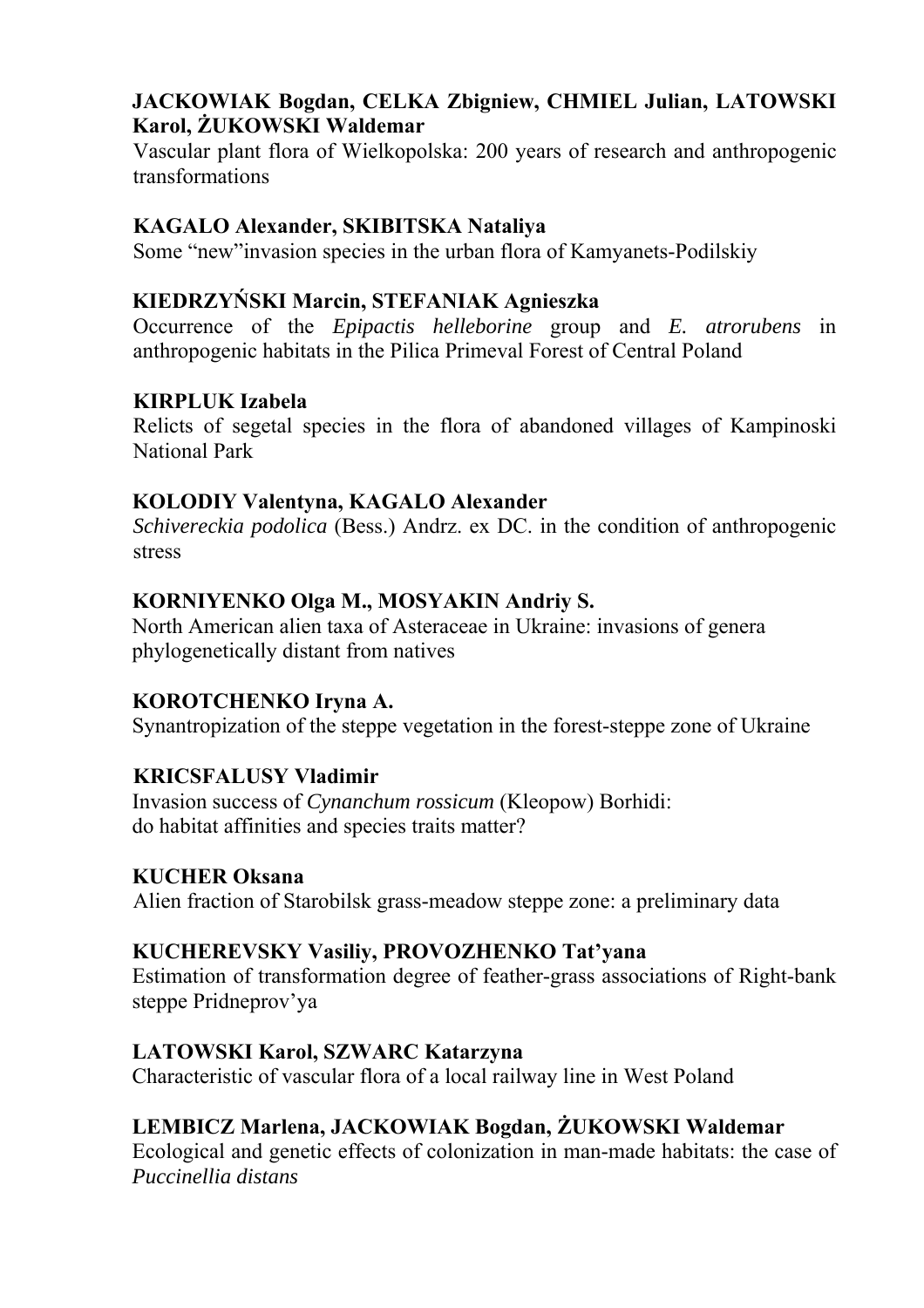**JACKOWIAK Bogdan, CELKA Zbigniew, CHMIEL Julian, LATOWSKI Karol, ŻUKOWSKI Waldemar**
Vascular plant flora of Wielkopolska: 200 years of research and anthropogenic transformations

**KAGALO Alexander, SKIBITSKA Nataliya**
Some “new”invasion species in the urban flora of Kamyanets-Podilskiy

**KIEDRZYŃSKI Marcin, STEFANIAK Agnieszka**
Occurrence of the *Epipactis helleborine* group and *E. atrorubens* in anthropogenic habitats in the Pilica Primeval Forest of Central Poland

**KIRPLUK Izabela**
Relicts of segetal species in the flora of abandoned villages of Kampinoski National Park

**KOLODIY Valentyna, KAGALO Alexander**
*Schivereckia podolica* (Bess.) Andrz. ex DC. in the condition of anthropogenic stress

**KORNIYENKO Olga M., MOSYAKIN Andriy S.**
North American alien taxa of Asteraceae in Ukraine: invasions of genera phylogenetically distant from natives

**KOROTCHENKO Iryna A.**
Synantropization of the steppe vegetation in the forest-steppe zone of Ukraine

**KRICSFALUSY Vladimir**
Invasion success of *Cynanchum rossicum* (Kleopow) Borhidi: do habitat affinities and species traits matter?

**KUCHER Oksana**
Alien fraction of Starobilsk grass-meadow steppe zone: a preliminary data

**KUCHEREVSKY Vasiliy, PROVOZHENKO Tat’yana**
Estimation of transformation degree of feather-grass associations of Right-bank steppe Pridneprov’ya

**LATOWSKI Karol, SZWARC Katarzyna**
Characteristic of vascular flora of a local railway line in West Poland

**LEMBICZ Marlena, JACKOWIAK Bogdan, ŻUKOWSKI Waldemar**
Ecological and genetic effects of colonization in man-made habitats: the case of *Puccinellia distans*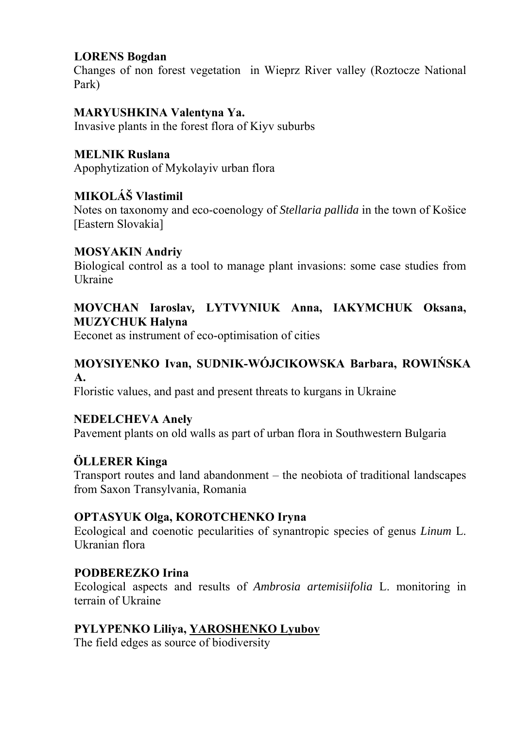**LORENS Bogdan**
Changes of non forest vegetation in Wieprz River valley (Roztocze National Park)

**MARYUSHKINA Valentyna Ya.**
Invasive plants in the forest flora of Kiyv suburbs

**MELNIK Ruslana**
Apophytization of Mykolayiv urban flora

**MIKOLÁŠ Vlastimil**
Notes on taxonomy and eco-coenology of *Stellaria pallida* in the town of Košice [Eastern Slovakia]

**MOSYAKIN Andriy**
Biological control as a tool to manage plant invasions: some case studies from Ukraine

**MOVCHAN Iaroslav, LYTVYNIUK Anna, IAKYMCHUK Oksana, MUZYCHUK Halyna**
Eeconet as instrument of eco-optimisation of cities

**MOYSIYENKO Ivan, SUDNIK-WÓJCIKOWSKA Barbara, ROWIŃSKA A.**
Floristic values, and past and present threats to kurgans in Ukraine

**NEDELCHEVA Anely**
Pavement plants on old walls as part of urban flora in Southwestern Bulgaria

**ÖLLERER Kinga**
Transport routes and land abandonment – the neobiota of traditional landscapes from Saxon Transylvania, Romania

**OPTASYUK Olga, KOROTCHENKO Iryna**
Ecological and coenotic pecularities of synantropic species of genus *Linum* L. Ukranian flora

**PODBEREZKO Irina**
Ecological aspects and results of *Ambrosia artemisiifolia* L. monitoring in terrain of Ukraine

**PYLYPENKO Liliya, <u>YAROSHENKO Lyubov</u>**
The field edges as source of biodiversity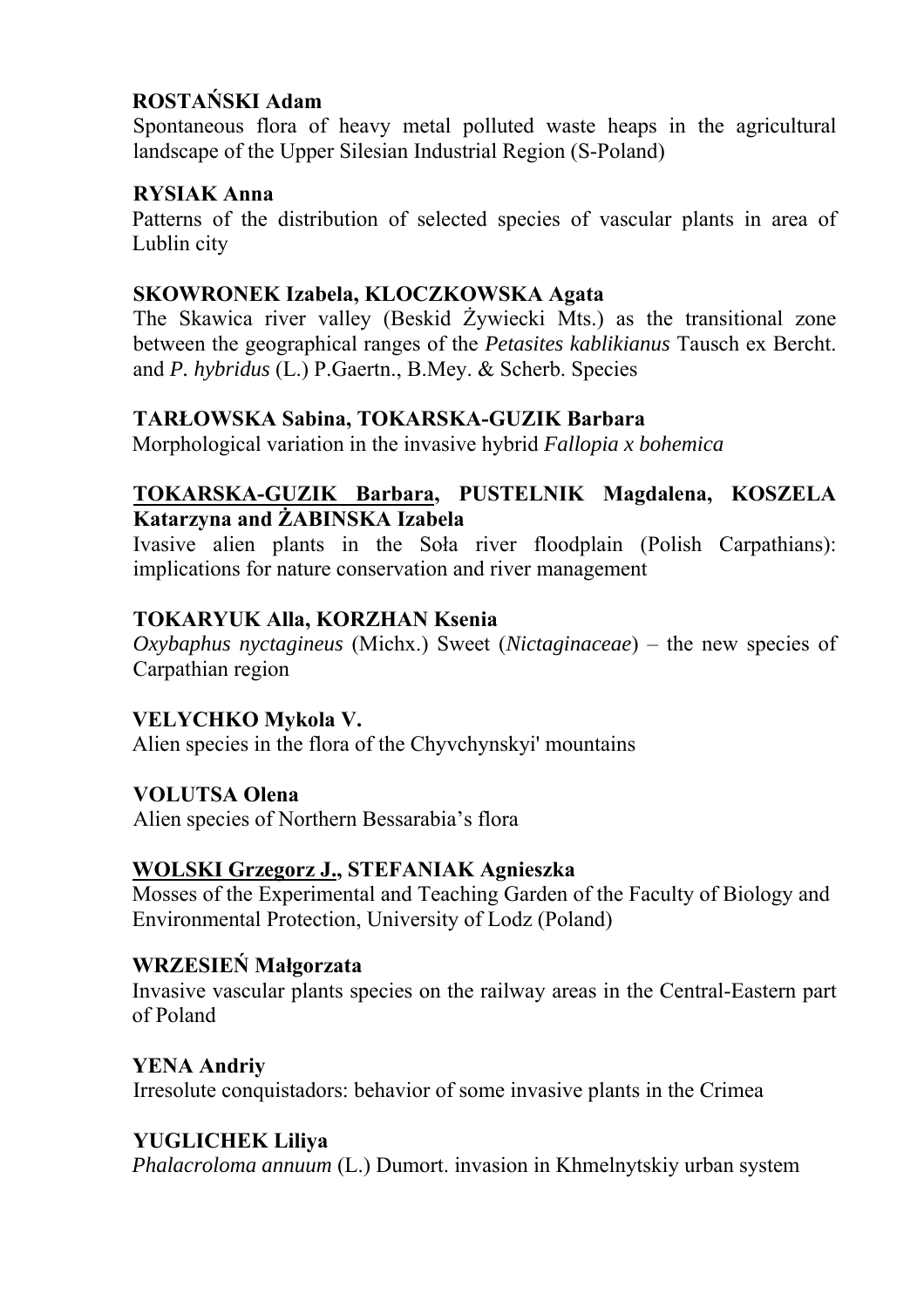**ROSTAŃSKI Adam**
Spontaneous flora of heavy metal polluted waste heaps in the agricultural landscape of the Upper Silesian Industrial Region (S-Poland)

**RYSIAK Anna**
Patterns of the distribution of selected species of vascular plants in area of Lublin city

**SKOWRONEK Izabela, KLOCZKOWSKA Agata**
The Skawica river valley (Beskid Żywiecki Mts.) as the transitional zone between the geographical ranges of the *Petasites kablikianus* Tausch ex Bercht. and *P. hybridus* (L.) P.Gaertn., B.Mey. & Scherb. Species

**TARŁOWSKA Sabina, TOKARSKA-GUZIK Barbara**
Morphological variation in the invasive hybrid *Fallopia x bohemica*

**<u>TOKARSKA-GUZIK Barbara</u>, PUSTELNIK Magdalena, KOSZELA Katarzyna and ŻABINSKA Izabela**
Ivasive alien plants in the Soła river floodplain (Polish Carpathians): implications for nature conservation and river management

**TOKARYUK Alla, KORZHAN Ksenia**
*Oxybaphus nyctagineus* (Michx.) Sweet (*Nictaginaceae*) – the new species of Carpathian region

**VELYCHKO Mykola V.**
Alien species in the flora of the Chyvchynskyi' mountains

**VOLUTSA Olena**
Alien species of Northern Bessarabia's flora

**<u>WOLSKI Grzegorz J.</u>, STEFANIAK Agnieszka**
Mosses of the Experimental and Teaching Garden of the Faculty of Biology and Environmental Protection, University of Lodz (Poland)

**WRZESIEŃ Małgorzata**
Invasive vascular plants species on the railway areas in the Central-Eastern part of Poland

**YENA Andriy**
Irresolute conquistadors: behavior of some invasive plants in the Crimea

**YUGLICHEK Liliya**
*Phalacroloma annuum* (L.) Dumort. invasion in Khmelnytskiy urban system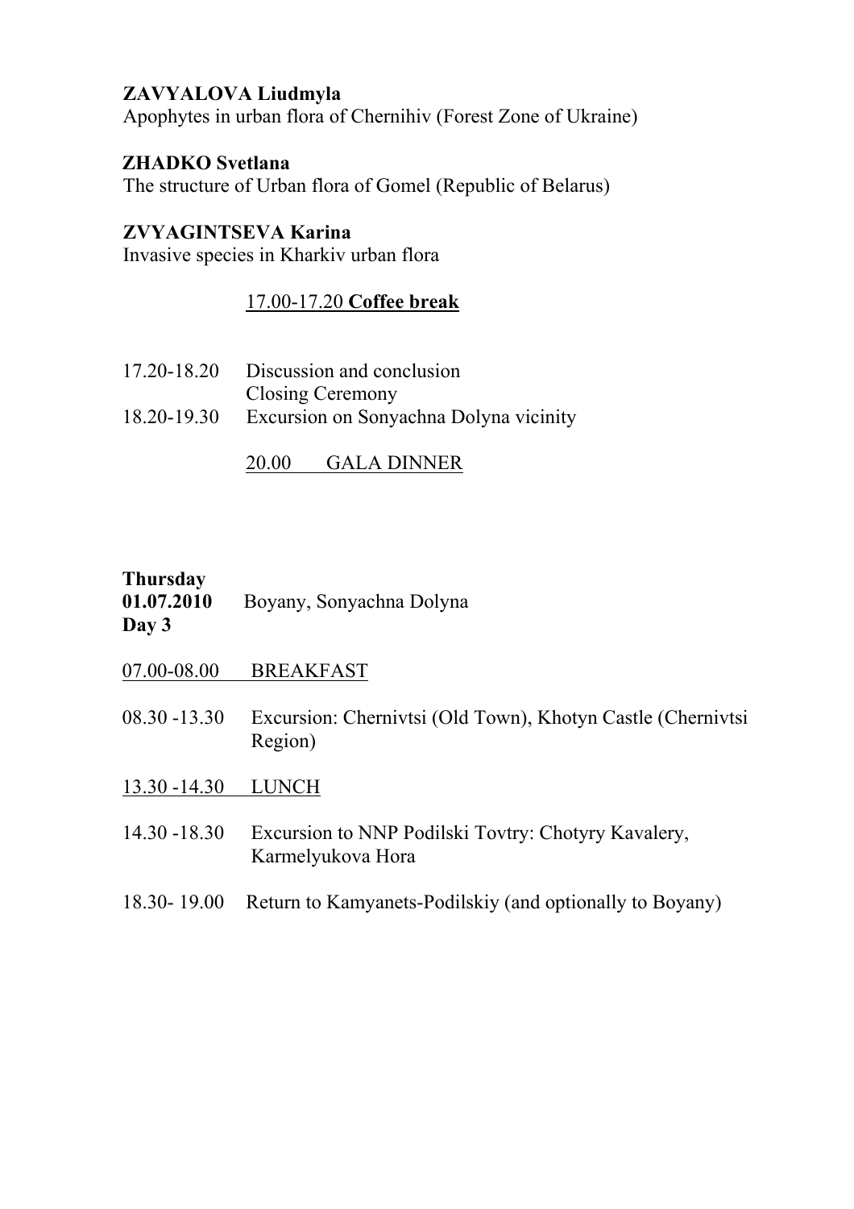**ZAVYALOVA Liudmyla**
Apophytes in urban flora of Chernihiv (Forest Zone of Ukraine)

**ZHADKO Svetlana**
The structure of Urban flora of Gomel (Republic of Belarus)

**ZVYAGINTSEVA Karina**
Invasive species in Kharkiv urban flora

17.00-17.20 **Coffee break**

17.20-18.20 Discussion and conclusion
Closing Ceremony
18.20-19.30 Excursion on Sonyachna Dolyna vicinity

20.00 GALA DINNER

**Thursday**
**01.07.2010** Boyany, Sonyachna Dolyna
**Day 3**

07.00-08.00 BREAKFAST

08.30 -13.30 Excursion: Chernivtsi (Old Town), Khotyn Castle (Chernivtsi Region)

13.30 -14.30 LUNCH

14.30 -18.30 Excursion to NNP Podilski Tovtry: Chotyry Kavalery, Karmelyukova Hora

18.30- 19.00 Return to Kamyanets-Podilskiy (and optionally to Boyany)